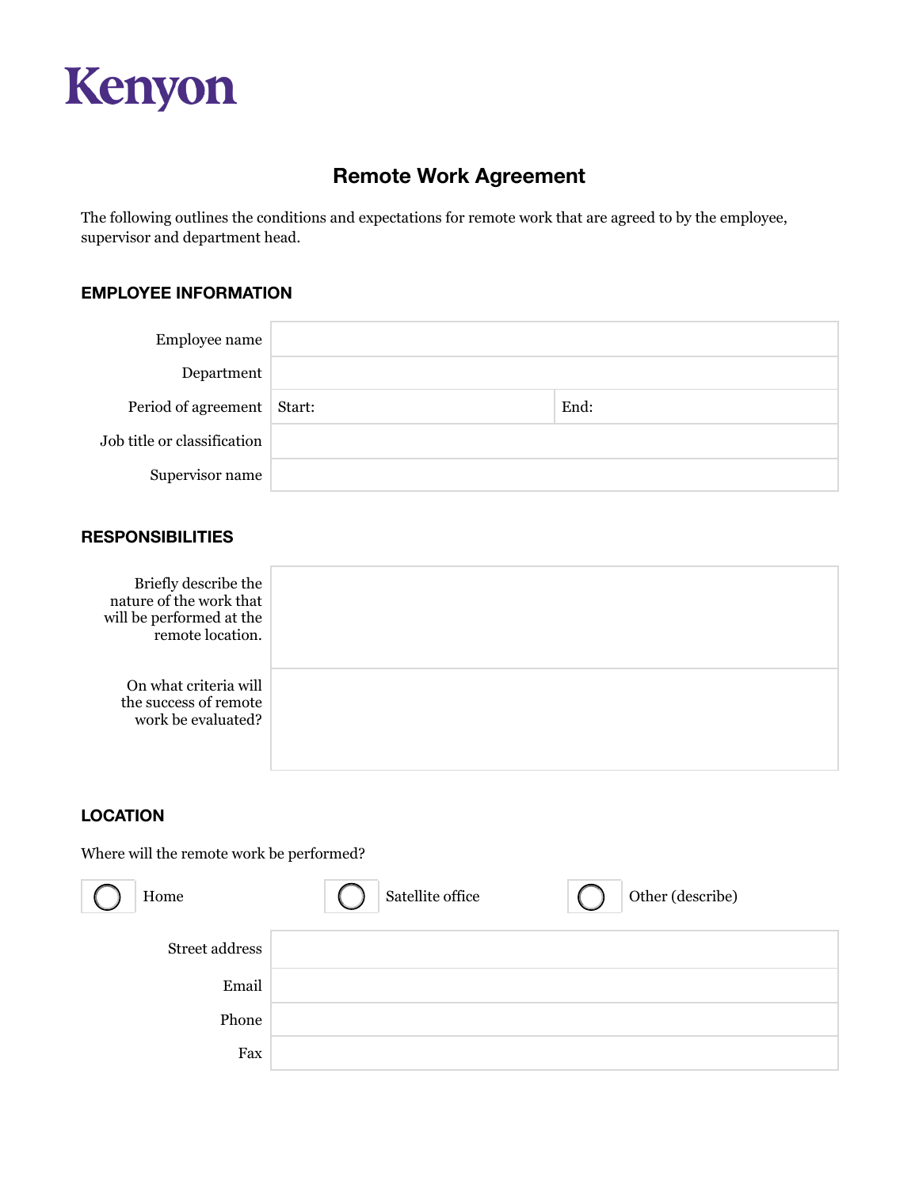Kenyon

# Remote Work Agreement

The following outlines the conditions and expectations for remote work that are agreed to by the employee, supervisor and department head.

## EMPLOYEE INFORMATION

| | | |
|---|---|---|
| Employee name | | |
| Department | | |
| Period of agreement | Start: | End: |
| Job title or classification | | |
| Supervisor name | | |

## RESPONSIBILITIES

| | |
|---|---|
| Briefly describe the nature of the work that will be performed at the remote location. | |
| On what criteria will the success of remote work be evaluated? | |

## LOCATION

Where will the remote work be performed?

- ○ Home
- ○ Satellite office
- ○ Other (describe)

| | |
|---|---|
| Street address | |
| Email | |
| Phone | |
| Fax | |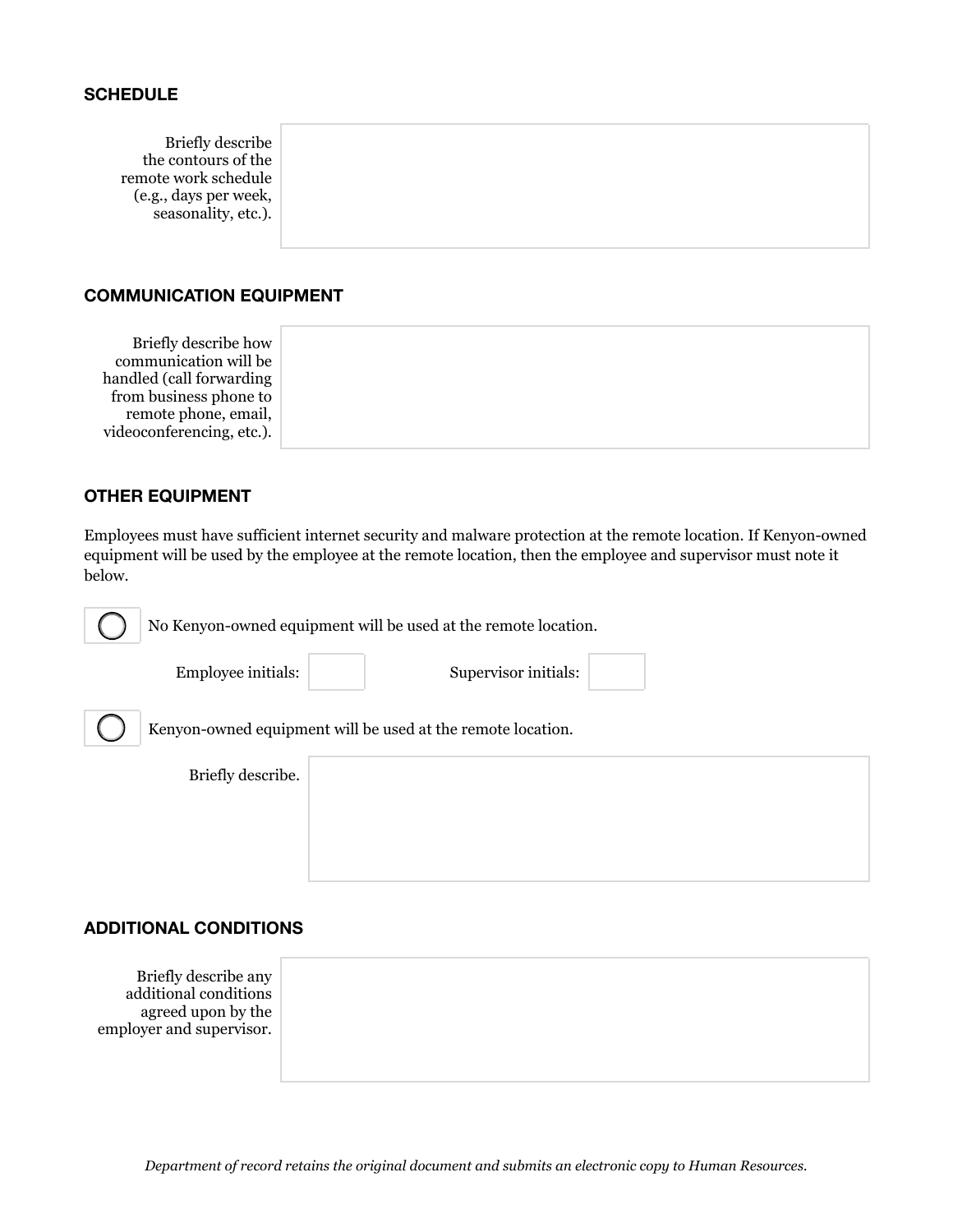## SCHEDULE

Briefly describe the contours of the remote work schedule (e.g., days per week, seasonality, etc.).

## COMMUNICATION EQUIPMENT

Briefly describe how communication will be handled (call forwarding from business phone to remote phone, email, videoconferencing, etc.).

## OTHER EQUIPMENT

Employees must have sufficient internet security and malware protection at the remote location. If Kenyon-owned equipment will be used by the employee at the remote location, then the employee and supervisor must note it below.

○ No Kenyon-owned equipment will be used at the remote location.

Employee initials: Supervisor initials:

○ Kenyon-owned equipment will be used at the remote location.

Briefly describe.

## ADDITIONAL CONDITIONS

Briefly describe any additional conditions agreed upon by the employer and supervisor.

*Department of record retains the original document and submits an electronic copy to Human Resources.*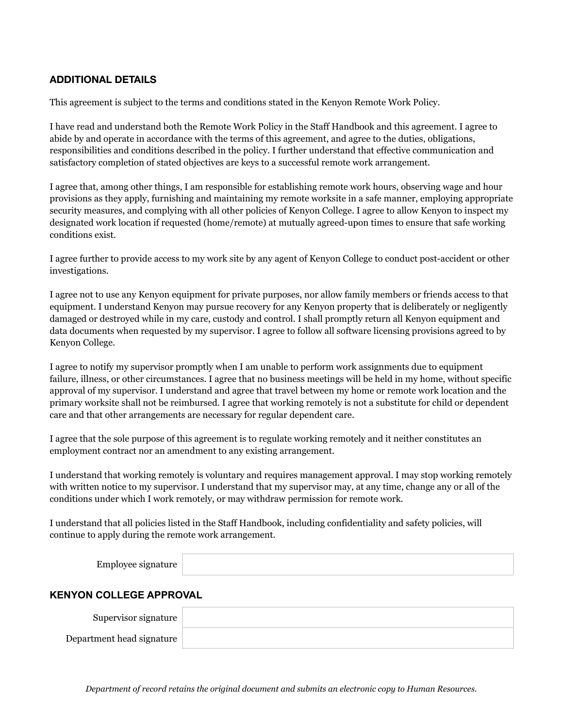## ADDITIONAL DETAILS

This agreement is subject to the terms and conditions stated in the Kenyon Remote Work Policy.

I have read and understand both the Remote Work Policy in the Staff Handbook and this agreement. I agree to abide by and operate in accordance with the terms of this agreement, and agree to the duties, obligations, responsibilities and conditions described in the policy. I further understand that effective communication and satisfactory completion of stated objectives are keys to a successful remote work arrangement.

I agree that, among other things, I am responsible for establishing remote work hours, observing wage and hour provisions as they apply, furnishing and maintaining my remote worksite in a safe manner, employing appropriate security measures, and complying with all other policies of Kenyon College. I agree to allow Kenyon to inspect my designated work location if requested (home/remote) at mutually agreed-upon times to ensure that safe working conditions exist.

I agree further to provide access to my work site by any agent of Kenyon College to conduct post-accident or other investigations.

I agree not to use any Kenyon equipment for private purposes, nor allow family members or friends access to that equipment. I understand Kenyon may pursue recovery for any Kenyon property that is deliberately or negligently damaged or destroyed while in my care, custody and control. I shall promptly return all Kenyon equipment and data documents when requested by my supervisor. I agree to follow all software licensing provisions agreed to by Kenyon College.

I agree to notify my supervisor promptly when I am unable to perform work assignments due to equipment failure, illness, or other circumstances. I agree that no business meetings will be held in my home, without specific approval of my supervisor. I understand and agree that travel between my home or remote work location and the primary worksite shall not be reimbursed. I agree that working remotely is not a substitute for child or dependent care and that other arrangements are necessary for regular dependent care.

I agree that the sole purpose of this agreement is to regulate working remotely and it neither constitutes an employment contract nor an amendment to any existing arrangement.

I understand that working remotely is voluntary and requires management approval. I may stop working remotely with written notice to my supervisor. I understand that my supervisor may, at any time, change any or all of the conditions under which I work remotely, or may withdraw permission for remote work.

I understand that all policies listed in the Staff Handbook, including confidentiality and safety policies, will continue to apply during the remote work arrangement.

| | |
|---|---|
| Employee signature | |

## KENYON COLLEGE APPROVAL

| | |
|---|---|
| Supervisor signature | |
| Department head signature | |

*Department of record retains the original document and submits an electronic copy to Human Resources.*